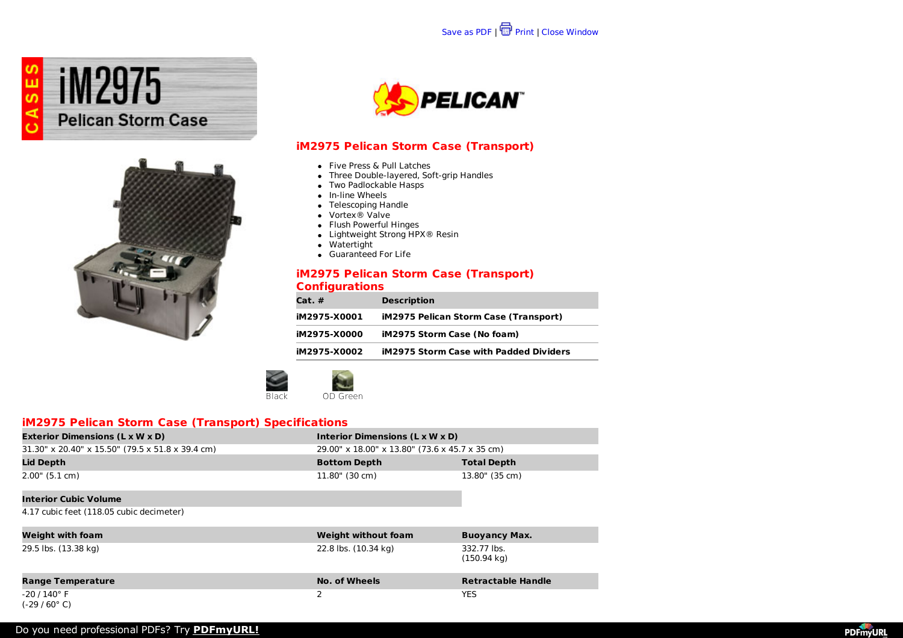Save as PDF | Print | Close Window

# iM2975 Pelican Storm Case

## iM2975 Pelican Storm Case (Transport)

- Five Press & Pull Latches
- Three Double-layered, Soft-grip Handles
- Two Padlockable Hasps
- In-line Wheels
- Telescoping Handle
- Vortex® Valve
- Flush Powerful Hinges
- Lightweight Strong HPX® Resin
- Watertight
- Guaranteed For Life

## iM2975 Pelican Storm Case (Transport) Configurations

| Cat. # | Description |
|---|---|
| iM2975-X0001 | iM2975 Pelican Storm Case (Transport) |
| iM2975-X0000 | iM2975 Storm Case (No foam) |
| iM2975-X0002 | iM2975 Storm Case with Padded Dividers |

Black   OD Green

## iM2975 Pelican Storm Case (Transport) Specifications

| Exterior Dimensions (L x W x D) | Interior Dimensions (L x W x D) | |
|---|---|---|
| 31.30" x 20.40" x 15.50" (79.5 x 51.8 x 39.4 cm) | 29.00" x 18.00" x 13.80" (73.6 x 45.7 x 35 cm) | |
| **Lid Depth** | **Bottom Depth** | **Total Depth** |
| 2.00" (5.1 cm) | 11.80" (30 cm) | 13.80" (35 cm) |
| **Interior Cubic Volume** | | |
| 4.17 cubic feet (118.05 cubic decimeter) | | |
| **Weight with foam** | **Weight without foam** | **Buoyancy Max.** |
| 29.5 lbs. (13.38 kg) | 22.8 lbs. (10.34 kg) | 332.77 lbs. (150.94 kg) |
| **Range Temperature** | **No. of Wheels** | **Retractable Handle** |
| -20 / 140° F (-29 / 60° C) | 2 | YES |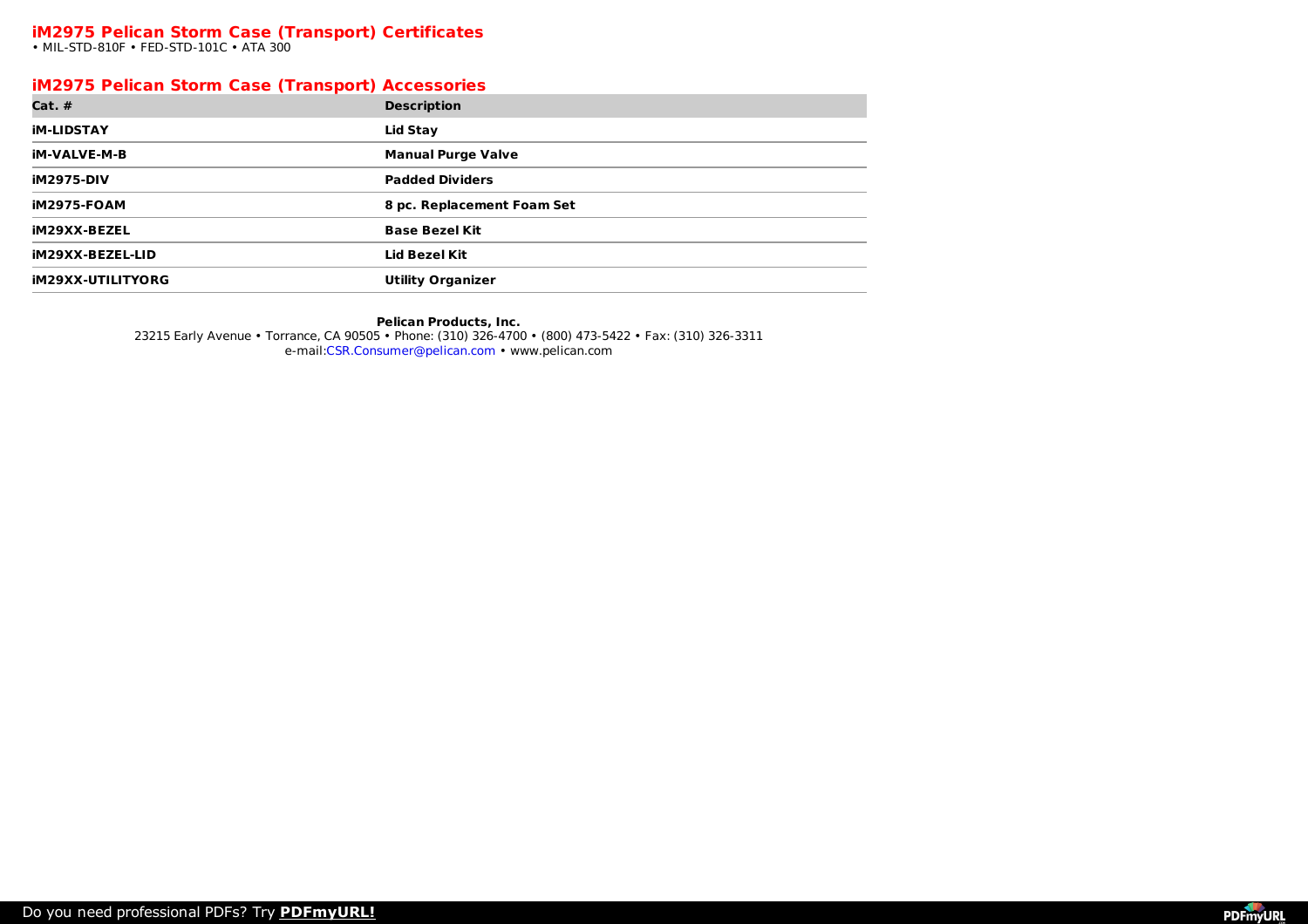## iM2975 Pelican Storm Case (Transport) Certificates

• MIL-STD-810F • FED-STD-101C • ATA 300

## iM2975 Pelican Storm Case (Transport) Accessories

| Cat. # | Description |
|---|---|
| **iM-LIDSTAY** | **Lid Stay** |
| **iM-VALVE-M-B** | **Manual Purge Valve** |
| **iM2975-DIV** | **Padded Dividers** |
| **iM2975-FOAM** | **8 pc. Replacement Foam Set** |
| **iM29XX-BEZEL** | **Base Bezel Kit** |
| **iM29XX-BEZEL-LID** | **Lid Bezel Kit** |
| **iM29XX-UTILITYORG** | **Utility Organizer** |

**Pelican Products, Inc.**
23215 Early Avenue • Torrance, CA 90505 • Phone: (310) 326-4700 • (800) 473-5422 • Fax: (310) 326-3311
e-mail:CSR.Consumer@pelican.com • www.pelican.com